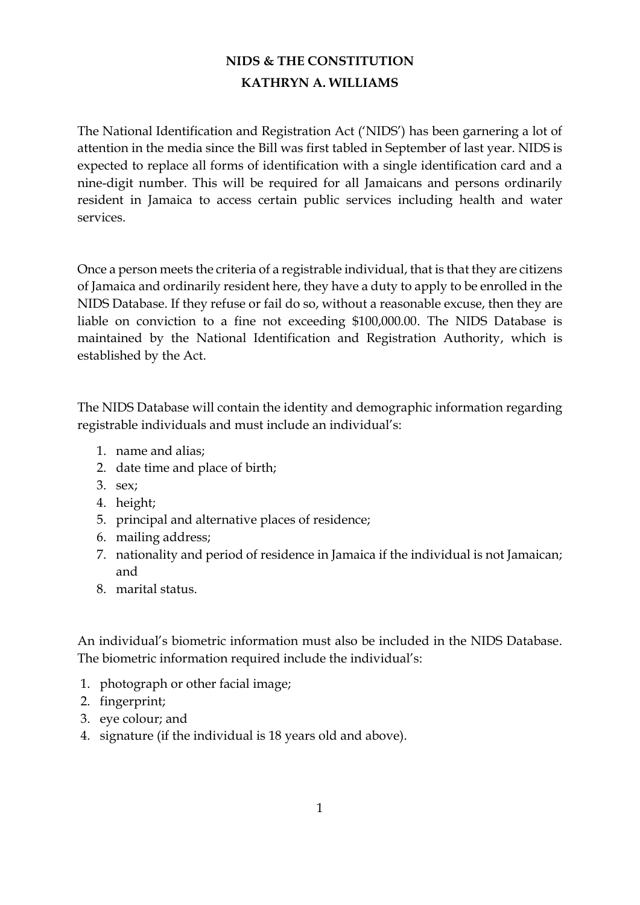# NIDS & THE CONSTITUTION

## KATHRYN A. WILLIAMS

The National Identification and Registration Act ('NIDS') has been garnering a lot of attention in the media since the Bill was first tabled in September of last year. NIDS is expected to replace all forms of identification with a single identification card and a nine-digit number. This will be required for all Jamaicans and persons ordinarily resident in Jamaica to access certain public services including health and water services.

Once a person meets the criteria of a registrable individual, that is that they are citizens of Jamaica and ordinarily resident here, they have a duty to apply to be enrolled in the NIDS Database. If they refuse or fail do so, without a reasonable excuse, then they are liable on conviction to a fine not exceeding $100,000.00. The NIDS Database is maintained by the National Identification and Registration Authority, which is established by the Act.

The NIDS Database will contain the identity and demographic information regarding registrable individuals and must include an individual's:

1. name and alias;
2. date time and place of birth;
3. sex;
4. height;
5. principal and alternative places of residence;
6. mailing address;
7. nationality and period of residence in Jamaica if the individual is not Jamaican; and
8. marital status.

An individual's biometric information must also be included in the NIDS Database. The biometric information required include the individual's:

1. photograph or other facial image;
2. fingerprint;
3. eye colour; and
4. signature (if the individual is 18 years old and above).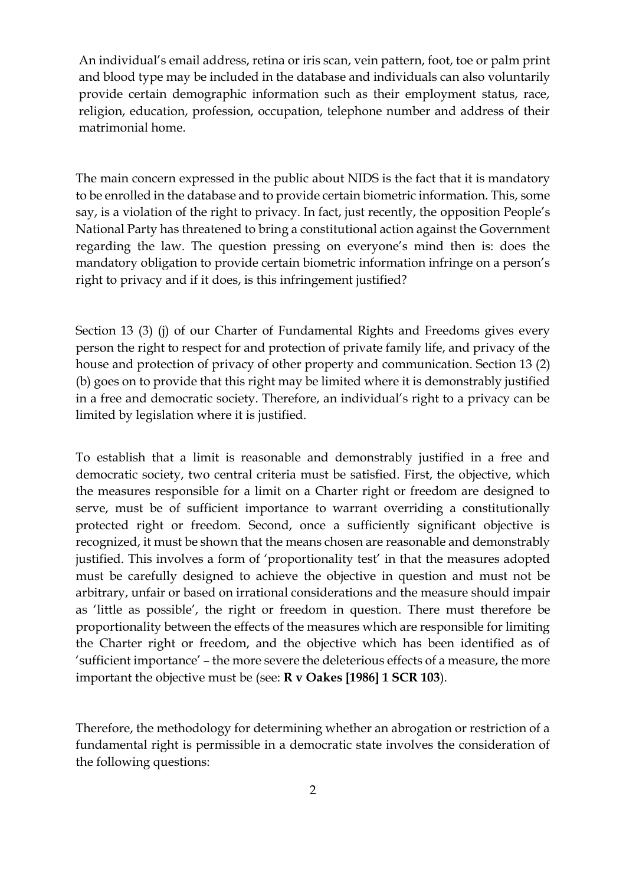An individual's email address, retina or iris scan, vein pattern, foot, toe or palm print and blood type may be included in the database and individuals can also voluntarily provide certain demographic information such as their employment status, race, religion, education, profession, occupation, telephone number and address of their matrimonial home.

The main concern expressed in the public about NIDS is the fact that it is mandatory to be enrolled in the database and to provide certain biometric information. This, some say, is a violation of the right to privacy. In fact, just recently, the opposition People's National Party has threatened to bring a constitutional action against the Government regarding the law. The question pressing on everyone's mind then is: does the mandatory obligation to provide certain biometric information infringe on a person's right to privacy and if it does, is this infringement justified?

Section 13 (3) (j) of our Charter of Fundamental Rights and Freedoms gives every person the right to respect for and protection of private family life, and privacy of the house and protection of privacy of other property and communication. Section 13 (2) (b) goes on to provide that this right may be limited where it is demonstrably justified in a free and democratic society. Therefore, an individual's right to a privacy can be limited by legislation where it is justified.

To establish that a limit is reasonable and demonstrably justified in a free and democratic society, two central criteria must be satisfied. First, the objective, which the measures responsible for a limit on a Charter right or freedom are designed to serve, must be of sufficient importance to warrant overriding a constitutionally protected right or freedom. Second, once a sufficiently significant objective is recognized, it must be shown that the means chosen are reasonable and demonstrably justified. This involves a form of 'proportionality test' in that the measures adopted must be carefully designed to achieve the objective in question and must not be arbitrary, unfair or based on irrational considerations and the measure should impair as 'little as possible', the right or freedom in question. There must therefore be proportionality between the effects of the measures which are responsible for limiting the Charter right or freedom, and the objective which has been identified as of 'sufficient importance' – the more severe the deleterious effects of a measure, the more important the objective must be (see: **R v Oakes [1986] 1 SCR 103**).

Therefore, the methodology for determining whether an abrogation or restriction of a fundamental right is permissible in a democratic state involves the consideration of the following questions: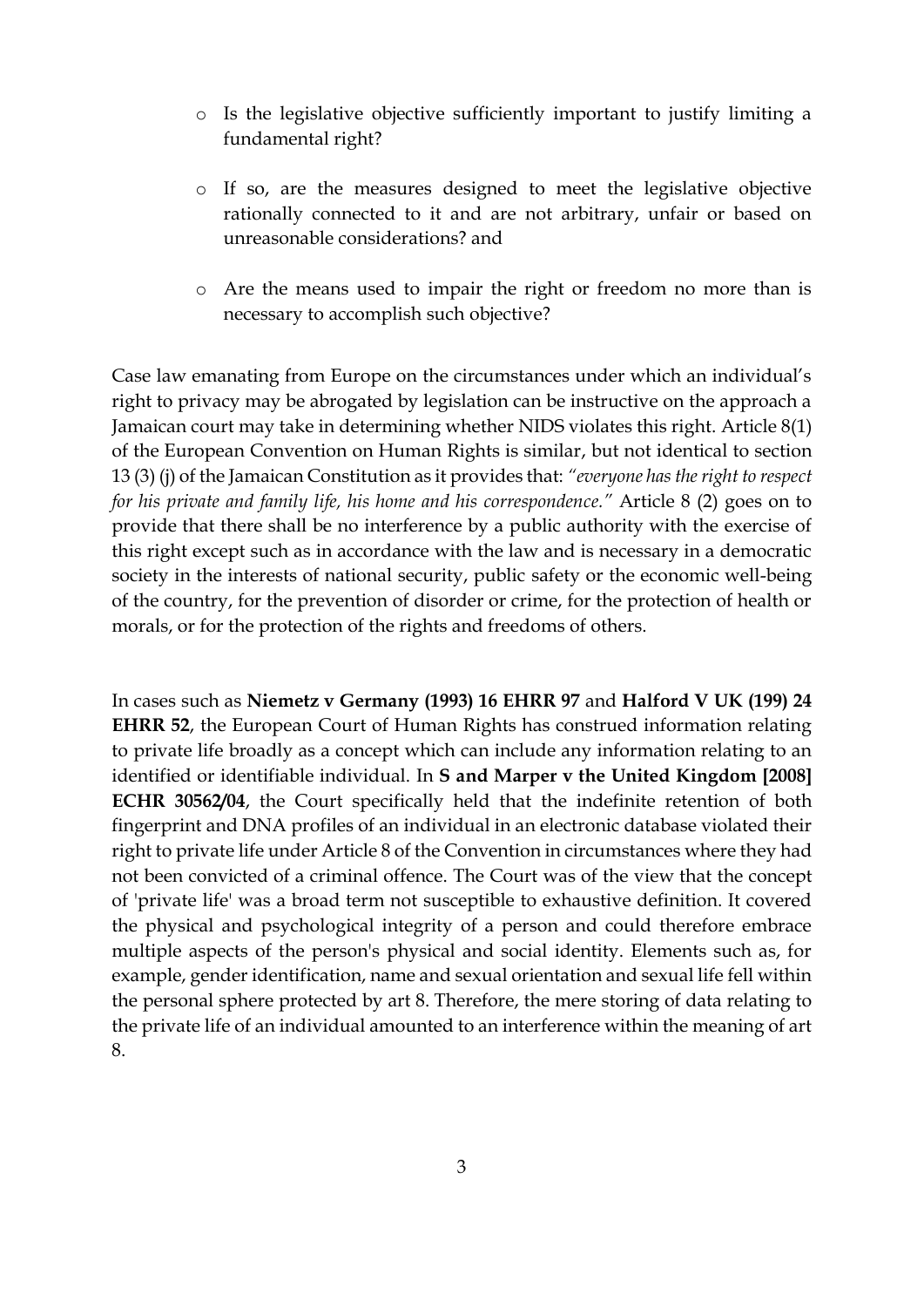- Is the legislative objective sufficiently important to justify limiting a fundamental right?

- If so, are the measures designed to meet the legislative objective rationally connected to it and are not arbitrary, unfair or based on unreasonable considerations? and

- Are the means used to impair the right or freedom no more than is necessary to accomplish such objective?

Case law emanating from Europe on the circumstances under which an individual's right to privacy may be abrogated by legislation can be instructive on the approach a Jamaican court may take in determining whether NIDS violates this right. Article 8(1) of the European Convention on Human Rights is similar, but not identical to section 13 (3) (j) of the Jamaican Constitution as it provides that: *"everyone has the right to respect for his private and family life, his home and his correspondence."* Article 8 (2) goes on to provide that there shall be no interference by a public authority with the exercise of this right except such as in accordance with the law and is necessary in a democratic society in the interests of national security, public safety or the economic well-being of the country, for the prevention of disorder or crime, for the protection of health or morals, or for the protection of the rights and freedoms of others.

In cases such as **Niemetz v Germany (1993) 16 EHRR 97** and **Halford V UK (199) 24 EHRR 52**, the European Court of Human Rights has construed information relating to private life broadly as a concept which can include any information relating to an identified or identifiable individual. In **S and Marper v the United Kingdom [2008] ECHR 30562/04**, the Court specifically held that the indefinite retention of both fingerprint and DNA profiles of an individual in an electronic database violated their right to private life under Article 8 of the Convention in circumstances where they had not been convicted of a criminal offence. The Court was of the view that the concept of 'private life' was a broad term not susceptible to exhaustive definition. It covered the physical and psychological integrity of a person and could therefore embrace multiple aspects of the person's physical and social identity. Elements such as, for example, gender identification, name and sexual orientation and sexual life fell within the personal sphere protected by art 8. Therefore, the mere storing of data relating to the private life of an individual amounted to an interference within the meaning of art 8.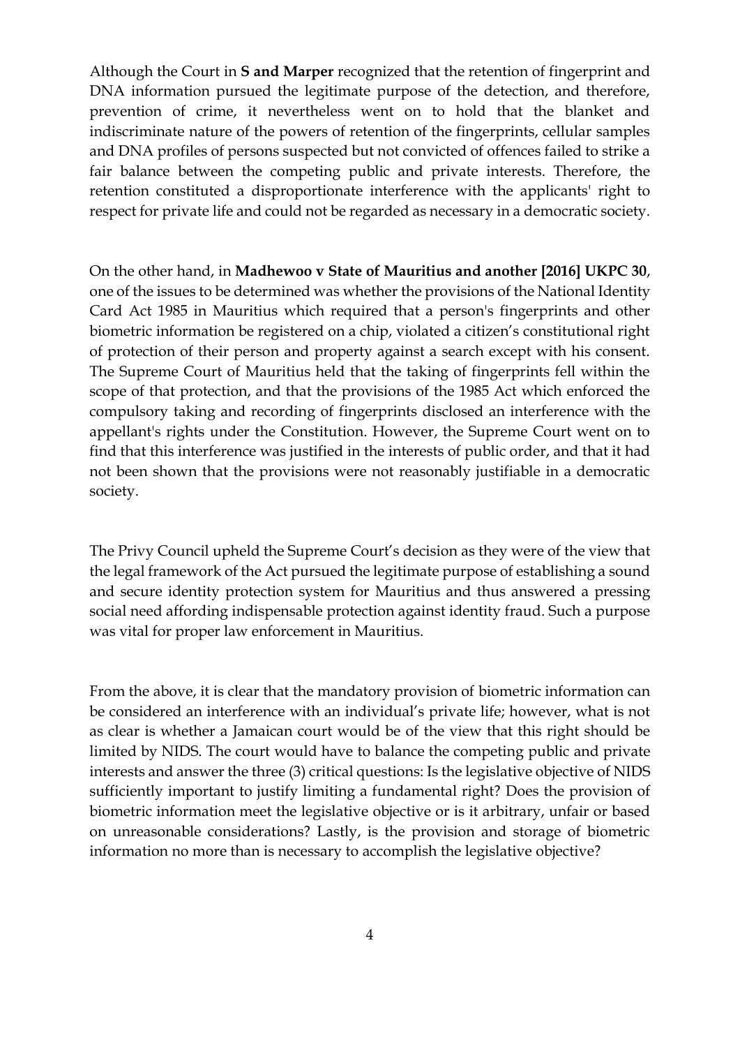Although the Court in **S and Marper** recognized that the retention of fingerprint and DNA information pursued the legitimate purpose of the detection, and therefore, prevention of crime, it nevertheless went on to hold that the blanket and indiscriminate nature of the powers of retention of the fingerprints, cellular samples and DNA profiles of persons suspected but not convicted of offences failed to strike a fair balance between the competing public and private interests. Therefore, the retention constituted a disproportionate interference with the applicants' right to respect for private life and could not be regarded as necessary in a democratic society.

On the other hand, in **Madhewoo v State of Mauritius and another [2016] UKPC 30**, one of the issues to be determined was whether the provisions of the National Identity Card Act 1985 in Mauritius which required that a person's fingerprints and other biometric information be registered on a chip, violated a citizen's constitutional right of protection of their person and property against a search except with his consent. The Supreme Court of Mauritius held that the taking of fingerprints fell within the scope of that protection, and that the provisions of the 1985 Act which enforced the compulsory taking and recording of fingerprints disclosed an interference with the appellant's rights under the Constitution. However, the Supreme Court went on to find that this interference was justified in the interests of public order, and that it had not been shown that the provisions were not reasonably justifiable in a democratic society.

The Privy Council upheld the Supreme Court's decision as they were of the view that the legal framework of the Act pursued the legitimate purpose of establishing a sound and secure identity protection system for Mauritius and thus answered a pressing social need affording indispensable protection against identity fraud. Such a purpose was vital for proper law enforcement in Mauritius.

From the above, it is clear that the mandatory provision of biometric information can be considered an interference with an individual's private life; however, what is not as clear is whether a Jamaican court would be of the view that this right should be limited by NIDS. The court would have to balance the competing public and private interests and answer the three (3) critical questions: Is the legislative objective of NIDS sufficiently important to justify limiting a fundamental right? Does the provision of biometric information meet the legislative objective or is it arbitrary, unfair or based on unreasonable considerations? Lastly, is the provision and storage of biometric information no more than is necessary to accomplish the legislative objective?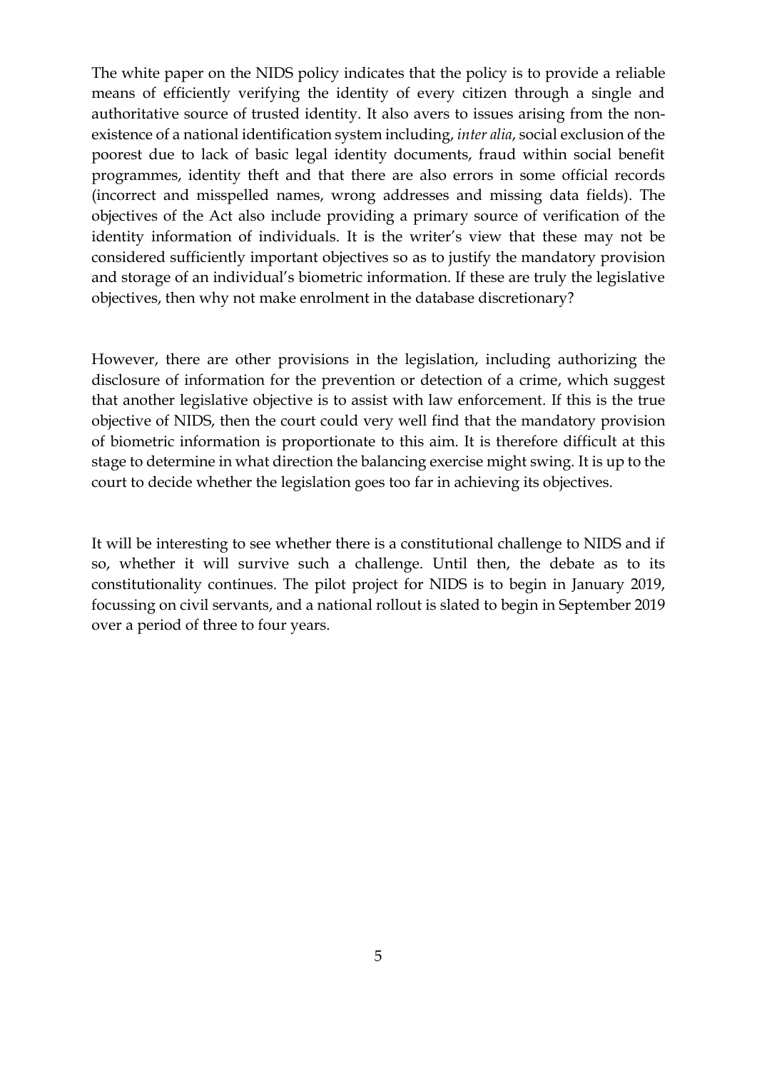The white paper on the NIDS policy indicates that the policy is to provide a reliable means of efficiently verifying the identity of every citizen through a single and authoritative source of trusted identity. It also avers to issues arising from the non-existence of a national identification system including, *inter alia*, social exclusion of the poorest due to lack of basic legal identity documents, fraud within social benefit programmes, identity theft and that there are also errors in some official records (incorrect and misspelled names, wrong addresses and missing data fields). The objectives of the Act also include providing a primary source of verification of the identity information of individuals. It is the writer's view that these may not be considered sufficiently important objectives so as to justify the mandatory provision and storage of an individual's biometric information. If these are truly the legislative objectives, then why not make enrolment in the database discretionary?

However, there are other provisions in the legislation, including authorizing the disclosure of information for the prevention or detection of a crime, which suggest that another legislative objective is to assist with law enforcement. If this is the true objective of NIDS, then the court could very well find that the mandatory provision of biometric information is proportionate to this aim. It is therefore difficult at this stage to determine in what direction the balancing exercise might swing. It is up to the court to decide whether the legislation goes too far in achieving its objectives.

It will be interesting to see whether there is a constitutional challenge to NIDS and if so, whether it will survive such a challenge. Until then, the debate as to its constitutionality continues. The pilot project for NIDS is to begin in January 2019, focussing on civil servants, and a national rollout is slated to begin in September 2019 over a period of three to four years.